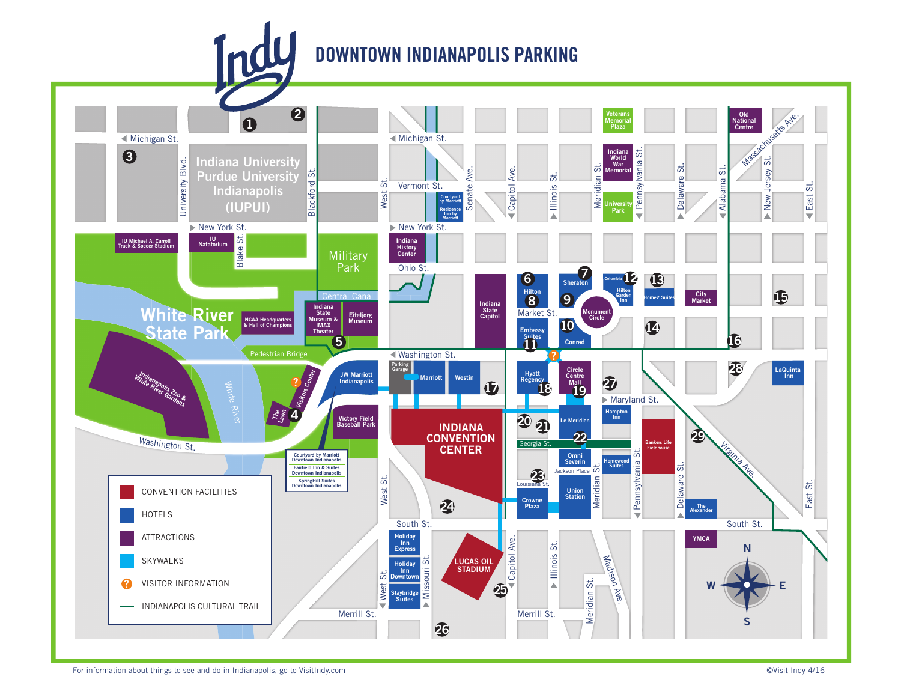# DOWNTOWN INDIANAPOLIS PARKING

Indy

Michigan St. · Vermont St. · New York St. · Ohio St. · Market St. · Washington St. · Maryland St. · Georgia St. · Louisiana St. · Jackson Place · South St. · Merrill St. · University Blvd. · Blackford St. · Blake St. · West St. · Senate Ave. · Capitol Ave. · Illinois St. · Meridian St. · Pennsylvania St. · Delaware St. · Alabama St. · New Jersey St. · East St. · Massachusetts Ave. · Virginia Ave. · Missouri St. · Madison Ave.

Indiana University Purdue University Indianapolis (IUPUI) · IU Michael A. Carroll Track & Soccer Stadium · IU Natatorium · Military Park · Central Canal · White River State Park · NCAA Headquarters & Hall of Champions · Indiana State Museum & IMAX Theater · Eiteljorg Museum · Pedestrian Bridge · Indianapolis Zoo & White River Gardens · White River · The Lawn · Visitors Center · JW Marriott Indianapolis · Victory Field Baseball Park · Courtyard by Marriott Downtown Indianapolis · Fairfield Inn & Suites Downtown Indianapolis · SpringHill Suites Downtown Indianapolis · Courtyard by Marriott · Residence Inn by Marriott · Indiana History Center · Indiana State Capitol · Parking Garage · Marriott · Westin · INDIANA CONVENTION CENTER · Hilton · Embassy Suites · Hyatt Regency · Sheraton · Monument Circle · Conrad · Circle Centre Mall · Le Meridien · Omni Severin · Crowne Plaza · Union Station · Columbia · Hilton Garden Inn · Home2 Suites · City Market · Hampton Inn · Homewood Suites · Bankers Life Fieldhouse · The Alexander · LaQuinta Inn · YMCA · Veterans Memorial Plaza · Indiana World War Memorial · University Park · Old National Centre · Holiday Inn Express · Holiday Inn Downtown · Staybridge Suites · LUCAS OIL STADIUM

1 · 2 · 3 · 4 · 5 · 6 · 7 · 8 · 9 · 10 · 11 · 12 · 13 · 14 · 15 · 16 · 17 · 18 · 19 · 20 · 21 · 22 · 23 · 24 · 25 · 26 · 27 · 28 · 29

- CONVENTION FACILITIES
- HOTELS
- ATTRACTIONS
- SKYWALKS
- VISITOR INFORMATION
- INDIANAPOLIS CULTURAL TRAIL

N · E · S · W

For information about things to see and do in Indianapolis, go to VisitIndy.com

©Visit Indy 4/16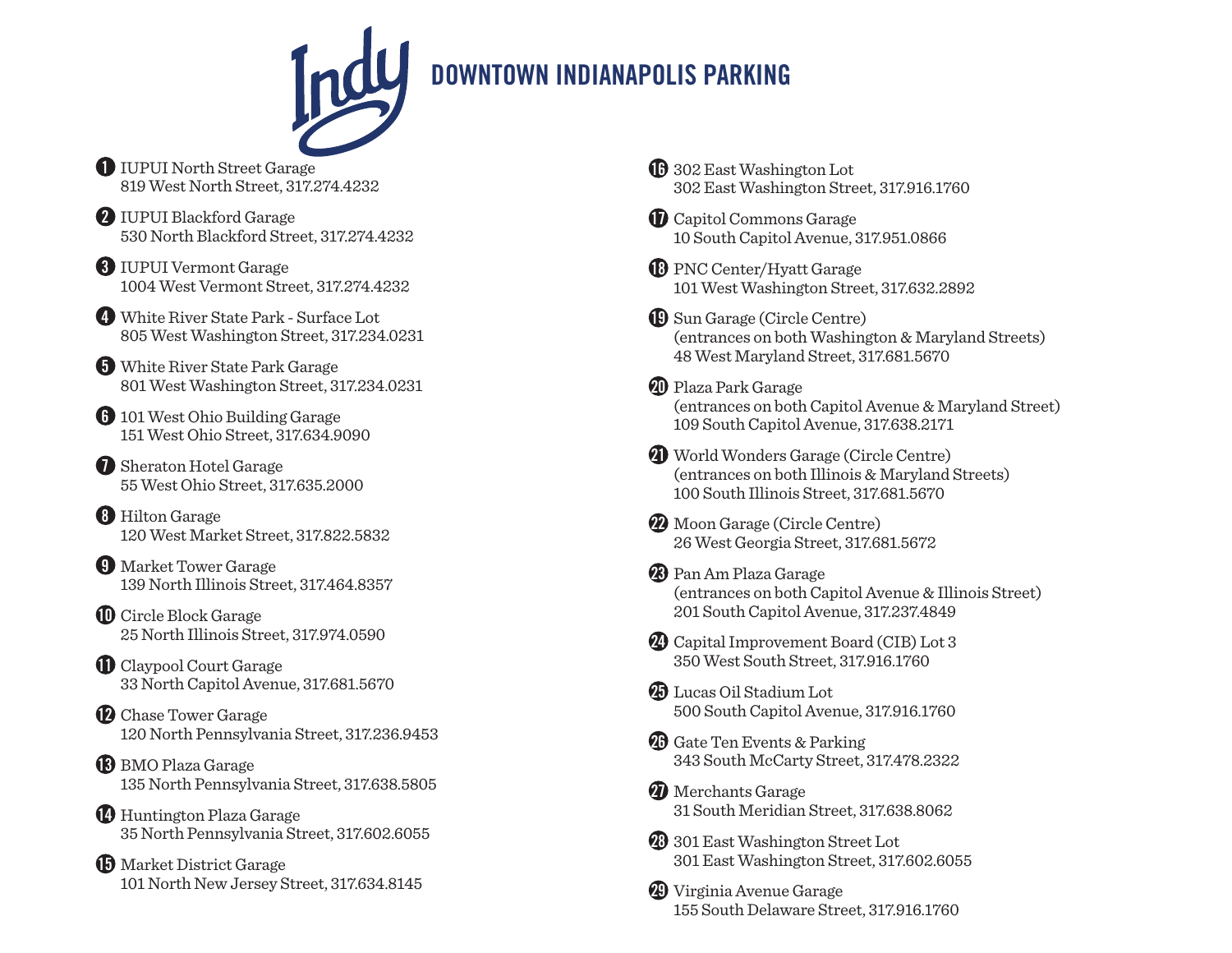# DOWNTOWN INDIANAPOLIS PARKING

1. IUPUI North Street Garage
819 West North Street, 317.274.4232

2. IUPUI Blackford Garage
530 North Blackford Street, 317.274.4232

3. IUPUI Vermont Garage
1004 West Vermont Street, 317.274.4232

4. White River State Park - Surface Lot
805 West Washington Street, 317.234.0231

5. White River State Park Garage
801 West Washington Street, 317.234.0231

6. 101 West Ohio Building Garage
151 West Ohio Street, 317.634.9090

7. Sheraton Hotel Garage
55 West Ohio Street, 317.635.2000

8. Hilton Garage
120 West Market Street, 317.822.5832

9. Market Tower Garage
139 North Illinois Street, 317.464.8357

10. Circle Block Garage
25 North Illinois Street, 317.974.0590

11. Claypool Court Garage
33 North Capitol Avenue, 317.681.5670

12. Chase Tower Garage
120 North Pennsylvania Street, 317.236.9453

13. BMO Plaza Garage
135 North Pennsylvania Street, 317.638.5805

14. Huntington Plaza Garage
35 North Pennsylvania Street, 317.602.6055

15. Market District Garage
101 North New Jersey Street, 317.634.8145

16. 302 East Washington Lot
302 East Washington Street, 317.916.1760

17. Capitol Commons Garage
10 South Capitol Avenue, 317.951.0866

18. PNC Center/Hyatt Garage
101 West Washington Street, 317.632.2892

19. Sun Garage (Circle Centre)
(entrances on both Washington & Maryland Streets)
48 West Maryland Street, 317.681.5670

20. Plaza Park Garage
(entrances on both Capitol Avenue & Maryland Street)
109 South Capitol Avenue, 317.638.2171

21. World Wonders Garage (Circle Centre)
(entrances on both Illinois & Maryland Streets)
100 South Illinois Street, 317.681.5670

22. Moon Garage (Circle Centre)
26 West Georgia Street, 317.681.5672

23. Pan Am Plaza Garage
(entrances on both Capitol Avenue & Illinois Street)
201 South Capitol Avenue, 317.237.4849

24. Capital Improvement Board (CIB) Lot 3
350 West South Street, 317.916.1760

25. Lucas Oil Stadium Lot
500 South Capitol Avenue, 317.916.1760

26. Gate Ten Events & Parking
343 South McCarty Street, 317.478.2322

27. Merchants Garage
31 South Meridian Street, 317.638.8062

28. 301 East Washington Street Lot
301 East Washington Street, 317.602.6055

29. Virginia Avenue Garage
155 South Delaware Street, 317.916.1760